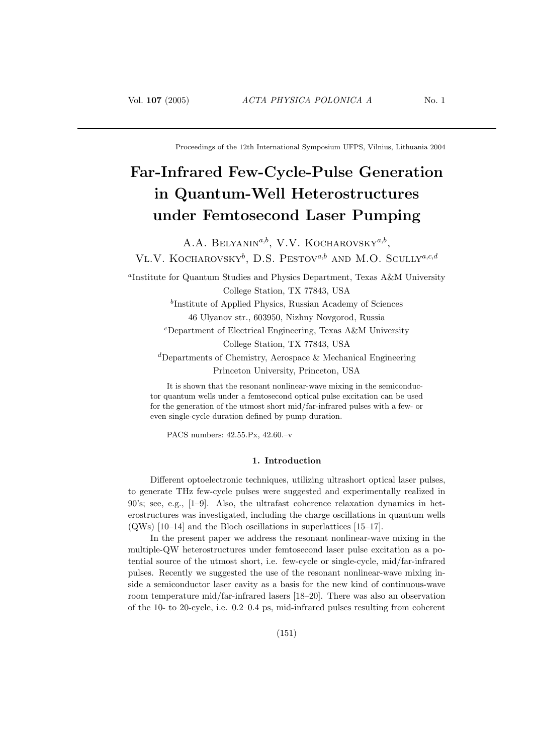Proceedings of the 12th International Symposium UFPS, Vilnius, Lithuania 2004

# Far-Infrared Few-Cycle-Pulse Generation in Quantum-Well Heterostructures under Femtosecond Laser Pumping

A.A. Belyanin[a,b], V.V. Kocharovsky[a,b], Vl.V. Kocharovsky[b], D.S. Pestov[a,b] and M.O. Scully[a,c,d]

[a]Institute for Quantum Studies and Physics Department, Texas A&M University College Station, TX 77843, USA

[b]Institute of Applied Physics, Russian Academy of Sciences 46 Ulyanov str., 603950, Nizhny Novgorod, Russia

[c]Department of Electrical Engineering, Texas A&M University College Station, TX 77843, USA

[d]Departments of Chemistry, Aerospace & Mechanical Engineering Princeton University, Princeton, USA

It is shown that the resonant nonlinear-wave mixing in the semiconductor quantum wells under a femtosecond optical pulse excitation can be used for the generation of the utmost short mid/far-infrared pulses with a few- or even single-cycle duration defined by pump duration.

PACS numbers: 42.55.Px, 42.60.–v

## 1. Introduction

Different optoelectronic techniques, utilizing ultrashort optical laser pulses, to generate THz few-cycle pulses were suggested and experimentally realized in 90's; see, e.g., [1–9]. Also, the ultrafast coherence relaxation dynamics in heterostructures was investigated, including the charge oscillations in quantum wells (QWs) [10–14] and the Bloch oscillations in superlattices [15–17].

In the present paper we address the resonant nonlinear-wave mixing in the multiple-QW heterostructures under femtosecond laser pulse excitation as a potential source of the utmost short, i.e. few-cycle or single-cycle, mid/far-infrared pulses. Recently we suggested the use of the resonant nonlinear-wave mixing inside a semiconductor laser cavity as a basis for the new kind of continuous-wave room temperature mid/far-infrared lasers [18–20]. There was also an observation of the 10- to 20-cycle, i.e. 0.2–0.4 ps, mid-infrared pulses resulting from coherent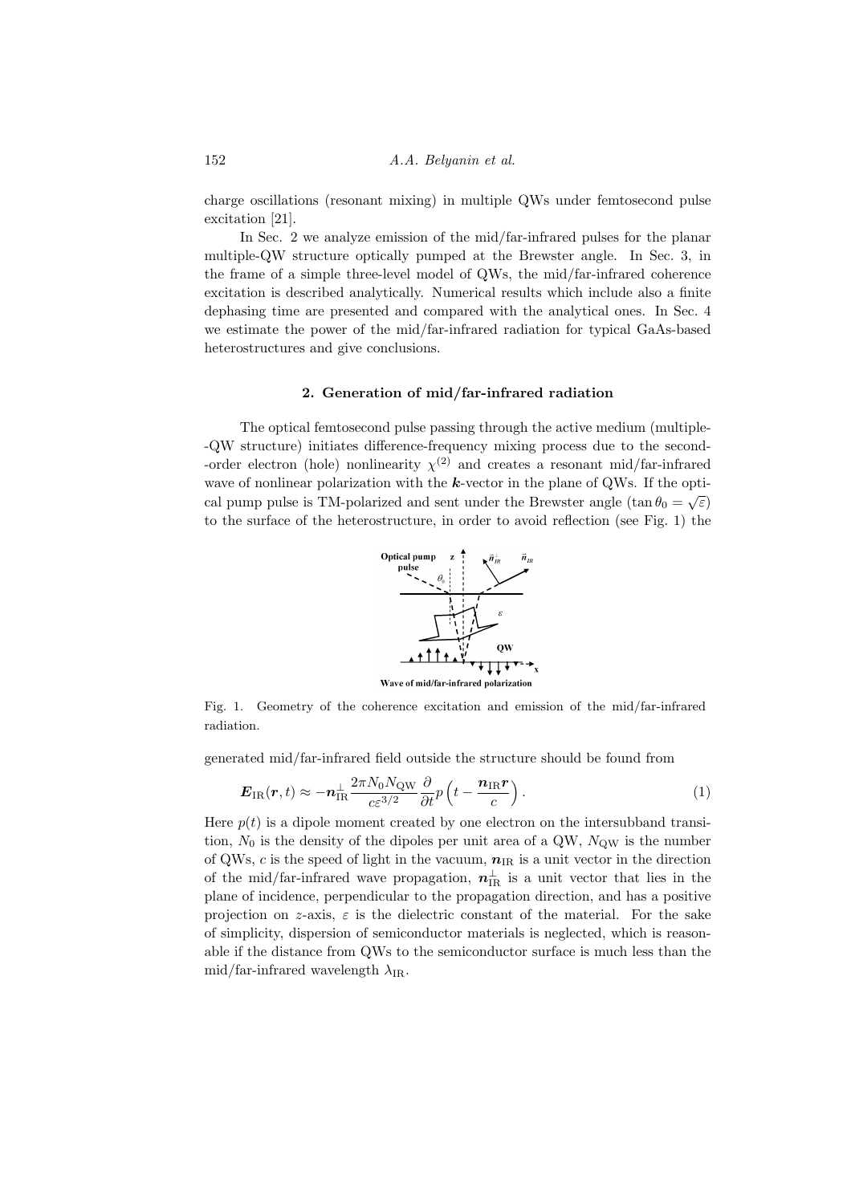charge oscillations (resonant mixing) in multiple QWs under femtosecond pulse excitation [21].

In Sec. 2 we analyze emission of the mid/far-infrared pulses for the planar multiple-QW structure optically pumped at the Brewster angle. In Sec. 3, in the frame of a simple three-level model of QWs, the mid/far-infrared coherence excitation is described analytically. Numerical results which include also a finite dephasing time are presented and compared with the analytical ones. In Sec. 4 we estimate the power of the mid/far-infrared radiation for typical GaAs-based heterostructures and give conclusions.

## 2. Generation of mid/far-infrared radiation

The optical femtosecond pulse passing through the active medium (multiple--QW structure) initiates difference-frequency mixing process due to the second--order electron (hole) nonlinearity $\chi^{(2)}$ and creates a resonant mid/far-infrared wave of nonlinear polarization with the $\boldsymbol{k}$-vector in the plane of QWs. If the optical pump pulse is TM-polarized and sent under the Brewster angle ($\tan\theta_0 = \sqrt{\varepsilon}$) to the surface of the heterostructure, in order to avoid reflection (see Fig. 1) the

Fig. 1. Geometry of the coherence excitation and emission of the mid/far-infrared radiation.

generated mid/far-infrared field outside the structure should be found from

$$\boldsymbol{E}_{\mathrm{IR}}(\boldsymbol{r},t) \approx -\boldsymbol{n}_{\mathrm{IR}}^{\perp}\frac{2\pi N_0 N_{\mathrm{QW}}}{c\varepsilon^{3/2}}\frac{\partial}{\partial t}p\left(t-\frac{\boldsymbol{n}_{\mathrm{IR}}\boldsymbol{r}}{c}\right). \tag{1}$$

Here $p(t)$ is a dipole moment created by one electron on the intersubband transition, $N_0$ is the density of the dipoles per unit area of a QW, $N_{\mathrm{QW}}$ is the number of QWs, $c$ is the speed of light in the vacuum, $\boldsymbol{n}_{\mathrm{IR}}$ is a unit vector in the direction of the mid/far-infrared wave propagation, $\boldsymbol{n}_{\mathrm{IR}}^{\perp}$ is a unit vector that lies in the plane of incidence, perpendicular to the propagation direction, and has a positive projection on $z$-axis, $\varepsilon$ is the dielectric constant of the material. For the sake of simplicity, dispersion of semiconductor materials is neglected, which is reasonable if the distance from QWs to the semiconductor surface is much less than the mid/far-infrared wavelength $\lambda_{\mathrm{IR}}$.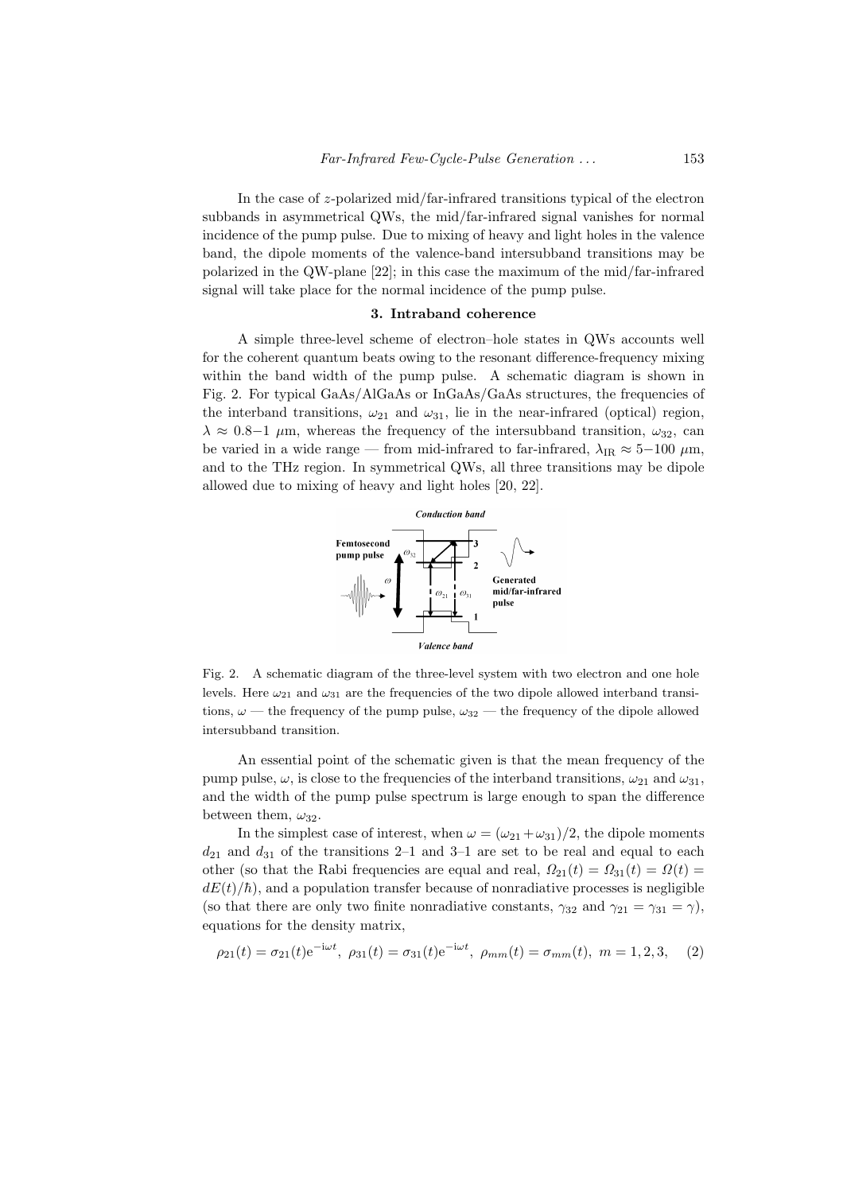In the case of $z$-polarized mid/far-infrared transitions typical of the electron subbands in asymmetrical QWs, the mid/far-infrared signal vanishes for normal incidence of the pump pulse. Due to mixing of heavy and light holes in the valence band, the dipole moments of the valence-band intersubband transitions may be polarized in the QW-plane [22]; in this case the maximum of the mid/far-infrared signal will take place for the normal incidence of the pump pulse.

### 3. Intraband coherence

A simple three-level scheme of electron–hole states in QWs accounts well for the coherent quantum beats owing to the resonant difference-frequency mixing within the band width of the pump pulse. A schematic diagram is shown in Fig. 2. For typical GaAs/AlGaAs or InGaAs/GaAs structures, the frequencies of the interband transitions, $\omega_{21}$ and $\omega_{31}$, lie in the near-infrared (optical) region, $\lambda \approx 0.8-1$ $\mu$m, whereas the frequency of the intersubband transition, $\omega_{32}$, can be varied in a wide range — from mid-infrared to far-infrared, $\lambda_{\mathrm{IR}} \approx 5-100$ $\mu$m, and to the THz region. In symmetrical QWs, all three transitions may be dipole allowed due to mixing of heavy and light holes [20, 22].

Fig. 2. A schematic diagram of the three-level system with two electron and one hole levels. Here $\omega_{21}$ and $\omega_{31}$ are the frequencies of the two dipole allowed interband transitions, $\omega$ — the frequency of the pump pulse, $\omega_{32}$ — the frequency of the dipole allowed intersubband transition.

An essential point of the schematic given is that the mean frequency of the pump pulse, $\omega$, is close to the frequencies of the interband transitions, $\omega_{21}$ and $\omega_{31}$, and the width of the pump pulse spectrum is large enough to span the difference between them, $\omega_{32}$.

In the simplest case of interest, when $\omega = (\omega_{21}+\omega_{31})/2$, the dipole moments $d_{21}$ and $d_{31}$ of the transitions 2–1 and 3–1 are set to be real and equal to each other (so that the Rabi frequencies are equal and real, $\Omega_{21}(t) = \Omega_{31}(t) = \Omega(t) = dE(t)/\hbar$), and a population transfer because of nonradiative processes is negligible (so that there are only two finite nonradiative constants, $\gamma_{32}$ and $\gamma_{21} = \gamma_{31} = \gamma$), equations for the density matrix,

$$\rho_{21}(t) = \sigma_{21}(t)\mathrm{e}^{-\mathrm{i}\omega t},\ \rho_{31}(t) = \sigma_{31}(t)\mathrm{e}^{-\mathrm{i}\omega t},\ \rho_{mm}(t) = \sigma_{mm}(t),\ m = 1, 2, 3, \quad (2)$$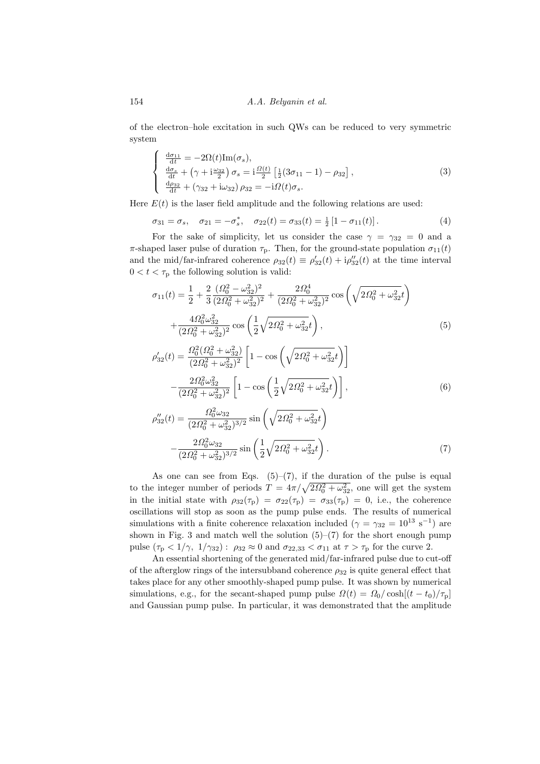of the electron–hole excitation in such QWs can be reduced to very symmetric system

$$
\begin{cases}
\frac{d\sigma_{11}}{dt} = -2\Omega(t)\mathrm{Im}(\sigma_s), \\
\frac{d\sigma_s}{dt} + \left(\gamma + \mathrm{i}\frac{\omega_{32}}{2}\right)\sigma_s = \mathrm{i}\frac{\Omega(t)}{2}\left[\frac{1}{2}(3\sigma_{11} - 1) - \rho_{32}\right], \\
\frac{d\rho_{32}}{dt} + \left(\gamma_{32} + \mathrm{i}\omega_{32}\right)\rho_{32} = -\mathrm{i}\Omega(t)\sigma_s.
\end{cases}
\tag{3}
$$

Here $E(t)$ is the laser field amplitude and the following relations are used:

$$
\sigma_{31} = \sigma_s, \quad \sigma_{21} = -\sigma_s^*, \quad \sigma_{22}(t) = \sigma_{33}(t) = \tfrac{1}{2}\left[1 - \sigma_{11}(t)\right]. \tag{4}
$$

For the sake of simplicity, let us consider the case $\gamma = \gamma_{32} = 0$ and a $\pi$-shaped laser pulse of duration $\tau_\mathrm{p}$. Then, for the ground-state population $\sigma_{11}(t)$ and the mid/far-infrared coherence $\rho_{32}(t) \equiv \rho'_{32}(t) + \mathrm{i}\rho''_{32}(t)$ at the time interval $0 < t < \tau_\mathrm{p}$ the following solution is valid:

$$
\sigma_{11}(t) = \frac{1}{2} + \frac{2}{3}\frac{(\Omega_0^2 - \omega_{32}^2)^2}{(2\Omega_0^2 + \omega_{32}^2)^2} + \frac{2\Omega_0^4}{(2\Omega_0^2 + \omega_{32}^2)^2}\cos\left(\sqrt{2\Omega_0^2 + \omega_{32}^2}\,t\right)
+ \frac{4\Omega_0^2\omega_{32}^2}{(2\Omega_0^2 + \omega_{32}^2)^2}\cos\left(\frac{1}{2}\sqrt{2\Omega_0^2 + \omega_{32}^2}\,t\right), \tag{5}
$$

$$
\rho'_{32}(t) = \frac{\Omega_0^2(\Omega_0^2 + \omega_{32}^2)}{(2\Omega_0^2 + \omega_{32}^2)^2}\left[1 - \cos\left(\sqrt{2\Omega_0^2 + \omega_{32}^2}\,t\right)\right]
- \frac{2\Omega_0^2\omega_{32}^2}{(2\Omega_0^2 + \omega_{32}^2)^2}\left[1 - \cos\left(\frac{1}{2}\sqrt{2\Omega_0^2 + \omega_{32}^2}\,t\right)\right], \tag{6}
$$

$$
\rho''_{32}(t) = \frac{\Omega_0^2\omega_{32}}{(2\Omega_0^2 + \omega_{32}^2)^{3/2}}\sin\left(\sqrt{2\Omega_0^2 + \omega_{32}^2}\,t\right)
- \frac{2\Omega_0^2\omega_{32}}{(2\Omega_0^2 + \omega_{32}^2)^{3/2}}\sin\left(\frac{1}{2}\sqrt{2\Omega_0^2 + \omega_{32}^2}\,t\right). \tag{7}
$$

As one can see from Eqs. (5)–(7), if the duration of the pulse is equal to the integer number of periods $T = 4\pi/\sqrt{2\Omega_0^2 + \omega_{32}^2}$, one will get the system in the initial state with $\rho_{32}(\tau_\mathrm{p}) = \sigma_{22}(\tau_\mathrm{p}) = \sigma_{33}(\tau_\mathrm{p}) = 0$, i.e., the coherence oscillations will stop as soon as the pump pulse ends. The results of numerical simulations with a finite coherence relaxation included ($\gamma = \gamma_{32} = 10^{13}\ \mathrm{s}^{-1}$) are shown in Fig. 3 and match well the solution (5)–(7) for the short enough pump pulse ($\tau_\mathrm{p} < 1/\gamma,\ 1/\gamma_{32}$) : $\rho_{32} \approx 0$ and $\sigma_{22,33} < \sigma_{11}$ at $\tau > \tau_\mathrm{p}$ for the curve 2.

An essential shortening of the generated mid/far-infrared pulse due to cut-off of the afterglow rings of the intersubband coherence $\rho_{32}$ is quite general effect that takes place for any other smoothly-shaped pump pulse. It was shown by numerical simulations, e.g., for the secant-shaped pump pulse $\Omega(t) = \Omega_0/\cosh[(t - t_0)/\tau_\mathrm{p}]$ and Gaussian pump pulse. In particular, it was demonstrated that the amplitude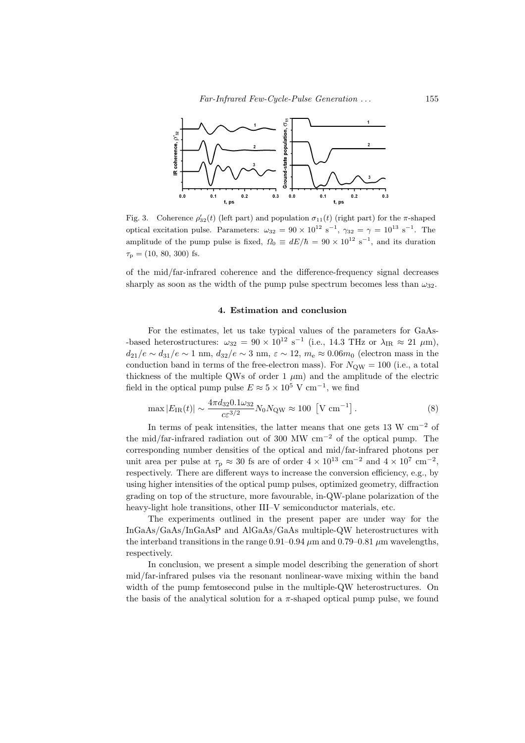Fig. 3. Coherence $\rho'_{32}(t)$ (left part) and population $\sigma_{11}(t)$ (right part) for the $\pi$-shaped optical excitation pulse. Parameters: $\omega_{32} = 90 \times 10^{12}$ s$^{-1}$, $\gamma_{32} = \gamma = 10^{13}$ s$^{-1}$. The amplitude of the pump pulse is fixed, $\Omega_0 \equiv dE/\hbar = 90 \times 10^{12}$ s$^{-1}$, and its duration $\tau_\mathrm{p} = (10, 80, 300)$ fs.

of the mid/far-infrared coherence and the difference-frequency signal decreases sharply as soon as the width of the pump pulse spectrum becomes less than $\omega_{32}$.

## 4. Estimation and conclusion

For the estimates, let us take typical values of the parameters for GaAs-based heterostructures: $\omega_{32} = 90 \times 10^{12}$ s$^{-1}$ (i.e., 14.3 THz or $\lambda_\mathrm{IR} \approx 21$ $\mu$m), $d_{21}/e \sim d_{31}/e \sim 1$ nm, $d_{32}/e \sim 3$ nm, $\varepsilon \sim 12$, $m_\mathrm{e} \approx 0.06 m_0$ (electron mass in the conduction band in terms of the free-electron mass). For $N_\mathrm{QW} = 100$ (i.e., a total thickness of the multiple QWs of order 1 $\mu$m) and the amplitude of the electric field in the optical pump pulse $E \approx 5 \times 10^5$ V cm$^{-1}$, we find

$$\max |E_\mathrm{IR}(t)| \sim \frac{4\pi d_{32} 0.1 \omega_{32}}{c\varepsilon^{3/2}} N_0 N_\mathrm{QW} \approx 100 \ \left[\mathrm{V\ cm^{-1}}\right]. \tag{8}$$

In terms of peak intensities, the latter means that one gets 13 W cm$^{-2}$ of the mid/far-infrared radiation out of 300 MW cm$^{-2}$ of the optical pump. The corresponding number densities of the optical and mid/far-infrared photons per unit area per pulse at $\tau_\mathrm{p} \approx 30$ fs are of order $4 \times 10^{13}$ cm$^{-2}$ and $4 \times 10^{7}$ cm$^{-2}$, respectively. There are different ways to increase the conversion efficiency, e.g., by using higher intensities of the optical pump pulses, optimized geometry, diffraction grading on top of the structure, more favourable, in-QW-plane polarization of the heavy-light hole transitions, other III–V semiconductor materials, etc.

The experiments outlined in the present paper are under way for the InGaAs/GaAs/InGaAsP and AlGaAs/GaAs multiple-QW heterostructures with the interband transitions in the range 0.91–0.94 $\mu$m and 0.79–0.81 $\mu$m wavelengths, respectively.

In conclusion, we present a simple model describing the generation of short mid/far-infrared pulses via the resonant nonlinear-wave mixing within the band width of the pump femtosecond pulse in the multiple-QW heterostructures. On the basis of the analytical solution for a $\pi$-shaped optical pump pulse, we found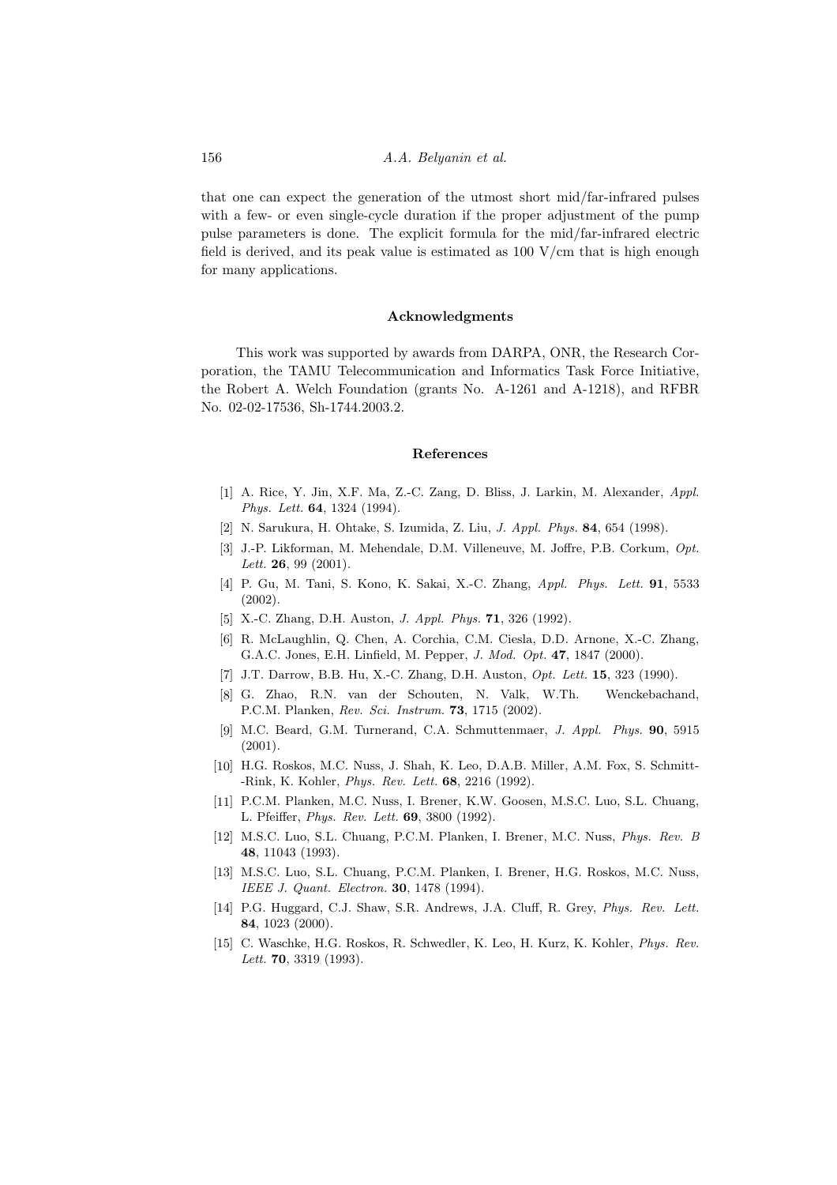that one can expect the generation of the utmost short mid/far-infrared pulses with a few- or even single-cycle duration if the proper adjustment of the pump pulse parameters is done. The explicit formula for the mid/far-infrared electric field is derived, and its peak value is estimated as 100 V/cm that is high enough for many applications.

## Acknowledgments

This work was supported by awards from DARPA, ONR, the Research Corporation, the TAMU Telecommunication and Informatics Task Force Initiative, the Robert A. Welch Foundation (grants No. A-1261 and A-1218), and RFBR No. 02-02-17536, Sh-1744.2003.2.

## References

[1] A. Rice, Y. Jin, X.F. Ma, Z.-C. Zang, D. Bliss, J. Larkin, M. Alexander, *Appl. Phys. Lett.* **64**, 1324 (1994).

[2] N. Sarukura, H. Ohtake, S. Izumida, Z. Liu, *J. Appl. Phys.* **84**, 654 (1998).

[3] J.-P. Likforman, M. Mehendale, D.M. Villeneuve, M. Joffre, P.B. Corkum, *Opt. Lett.* **26**, 99 (2001).

[4] P. Gu, M. Tani, S. Kono, K. Sakai, X.-C. Zhang, *Appl. Phys. Lett.* **91**, 5533 (2002).

[5] X.-C. Zhang, D.H. Auston, *J. Appl. Phys.* **71**, 326 (1992).

[6] R. McLaughlin, Q. Chen, A. Corchia, C.M. Ciesla, D.D. Arnone, X.-C. Zhang, G.A.C. Jones, E.H. Linfield, M. Pepper, *J. Mod. Opt.* **47**, 1847 (2000).

[7] J.T. Darrow, B.B. Hu, X.-C. Zhang, D.H. Auston, *Opt. Lett.* **15**, 323 (1990).

[8] G. Zhao, R.N. van der Schouten, N. Valk, W.Th. Wenckebachand, P.C.M. Planken, *Rev. Sci. Instrum.* **73**, 1715 (2002).

[9] M.C. Beard, G.M. Turnerand, C.A. Schmuttenmaer, *J. Appl. Phys.* **90**, 5915 (2001).

[10] H.G. Roskos, M.C. Nuss, J. Shah, K. Leo, D.A.B. Miller, A.M. Fox, S. Schmitt--Rink, K. Kohler, *Phys. Rev. Lett.* **68**, 2216 (1992).

[11] P.C.M. Planken, M.C. Nuss, I. Brener, K.W. Goosen, M.S.C. Luo, S.L. Chuang, L. Pfeiffer, *Phys. Rev. Lett.* **69**, 3800 (1992).

[12] M.S.C. Luo, S.L. Chuang, P.C.M. Planken, I. Brener, M.C. Nuss, *Phys. Rev. B* **48**, 11043 (1993).

[13] M.S.C. Luo, S.L. Chuang, P.C.M. Planken, I. Brener, H.G. Roskos, M.C. Nuss, *IEEE J. Quant. Electron.* **30**, 1478 (1994).

[14] P.G. Huggard, C.J. Shaw, S.R. Andrews, J.A. Cluff, R. Grey, *Phys. Rev. Lett.* **84**, 1023 (2000).

[15] C. Waschke, H.G. Roskos, R. Schwedler, K. Leo, H. Kurz, K. Kohler, *Phys. Rev. Lett.* **70**, 3319 (1993).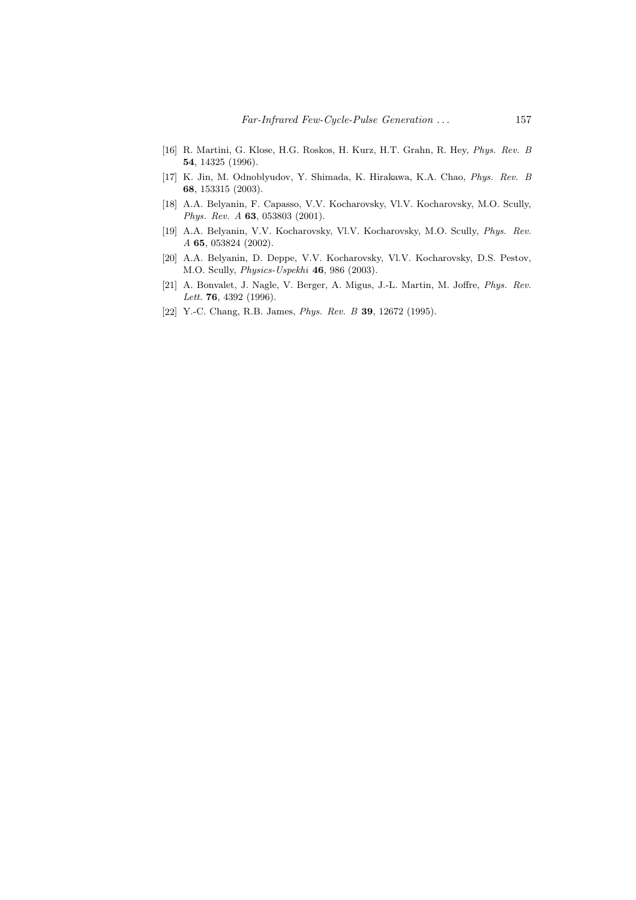[16] R. Martini, G. Klose, H.G. Roskos, H. Kurz, H.T. Grahn, R. Hey, *Phys. Rev. B* **54**, 14325 (1996).

[17] K. Jin, M. Odnoblyudov, Y. Shimada, K. Hirakawa, K.A. Chao, *Phys. Rev. B* **68**, 153315 (2003).

[18] A.A. Belyanin, F. Capasso, V.V. Kocharovsky, Vl.V. Kocharovsky, M.O. Scully, *Phys. Rev. A* **63**, 053803 (2001).

[19] A.A. Belyanin, V.V. Kocharovsky, Vl.V. Kocharovsky, M.O. Scully, *Phys. Rev. A* **65**, 053824 (2002).

[20] A.A. Belyanin, D. Deppe, V.V. Kocharovsky, Vl.V. Kocharovsky, D.S. Pestov, M.O. Scully, *Physics-Uspekhi* **46**, 986 (2003).

[21] A. Bonvalet, J. Nagle, V. Berger, A. Migus, J.-L. Martin, M. Joffre, *Phys. Rev. Lett.* **76**, 4392 (1996).

[22] Y.-C. Chang, R.B. James, *Phys. Rev. B* **39**, 12672 (1995).